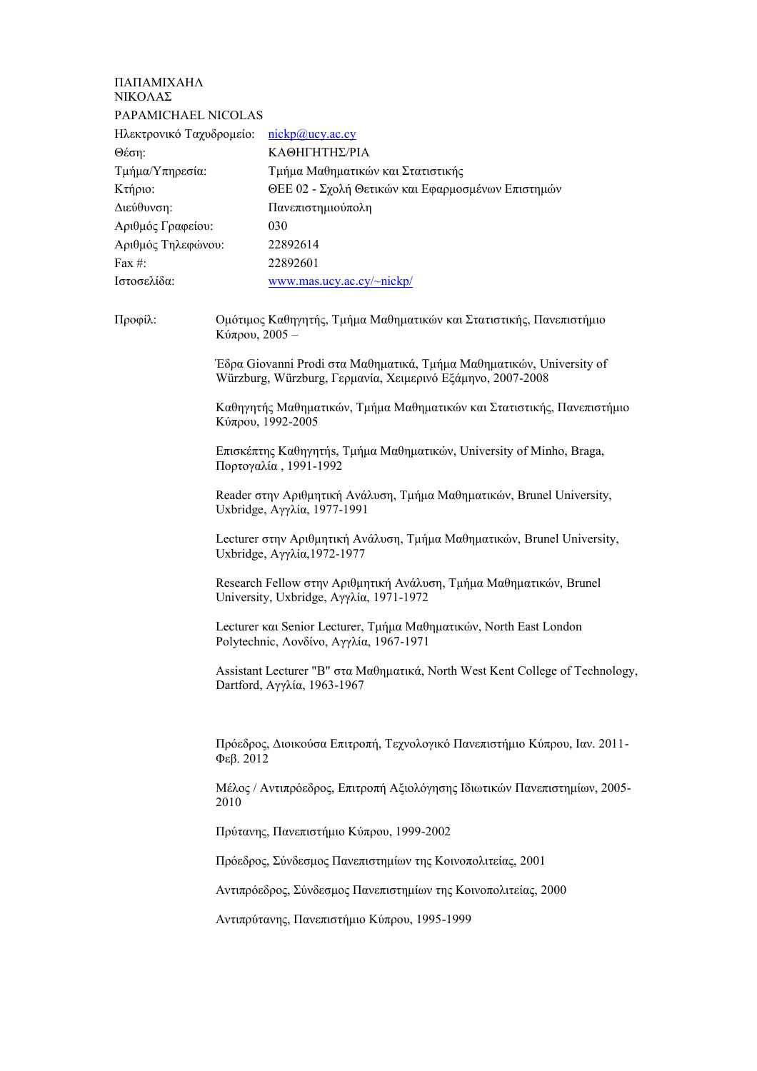ΠΑΠΑΜΙΧΑΗΛ
ΝΙΚΟΛΑΣ

PAPAMICHAEL NICOLAS

| | |
|---|---|
| Ηλεκτρονικό Ταχυδρομείο: | nickp@ucy.ac.cy |
| Θέση: | ΚΑΘΗΓΗΤΗΣ/ΡΙΑ |
| Τμήμα/Υπηρεσία: | Τμήμα Μαθηματικών και Στατιστικής |
| Κτήριο: | ΘΕΕ 02 - Σχολή Θετικών και Εφαρμοσμένων Επιστημών |
| Διεύθυνση: | Πανεπιστημιούπολη |
| Αριθμός Γραφείου: | 030 |
| Αριθμός Τηλεφώνου: | 22892614 |
| Fax #: | 22892601 |
| Ιστοσελίδα: | www.mas.ucy.ac.cy/~nickp/ |

Προφίλ:

Ομότιμος Καθηγητής, Τμήμα Μαθηματικών και Στατιστικής, Πανεπιστήμιο Κύπρου, 2005 –

Έδρα Giovanni Prodi στα Μαθηματικά, Τμήμα Μαθηματικών, University of Würzburg, Würzburg, Γερμανία, Χειμερινό Εξάμηνο, 2007-2008

Καθηγητής Μαθηματικών, Τμήμα Μαθηματικών και Στατιστικής, Πανεπιστήμιο Κύπρου, 1992-2005

Επισκέπτης Καθηγητής, Τμήμα Μαθηματικών, University of Minho, Braga, Πορτογαλία , 1991-1992

Reader στην Αριθμητική Ανάλυση, Τμήμα Μαθηματικών, Brunel University, Uxbridge, Αγγλία, 1977-1991

Lecturer στην Αριθμητική Ανάλυση, Τμήμα Μαθηματικών, Brunel University, Uxbridge, Αγγλία,1972-1977

Research Fellow στην Αριθμητική Ανάλυση, Τμήμα Μαθηματικών, Brunel University, Uxbridge, Αγγλία, 1971-1972

Lecturer και Senior Lecturer, Τμήμα Μαθηματικών, North East London Polytechnic, Λονδίνο, Αγγλία, 1967-1971

Assistant Lecturer "B" στα Μαθηματικά, North West Kent College of Technology, Dartford, Αγγλία, 1963-1967

Πρόεδρος, Διοικούσα Επιτροπή, Τεχνολογικό Πανεπιστήμιο Κύπρου, Ιαν. 2011-Φεβ. 2012

Μέλος / Αντιπρόεδρος, Επιτροπή Αξιολόγησης Ιδιωτικών Πανεπιστημίων, 2005-2010

Πρύτανης, Πανεπιστήμιο Κύπρου, 1999-2002

Πρόεδρος, Σύνδεσμος Πανεπιστημίων της Κοινοπολιτείας, 2001

Αντιπρόεδρος, Σύνδεσμος Πανεπιστημίων της Κοινοπολιτείας, 2000

Αντιπρύτανης, Πανεπιστήμιο Κύπρου, 1995-1999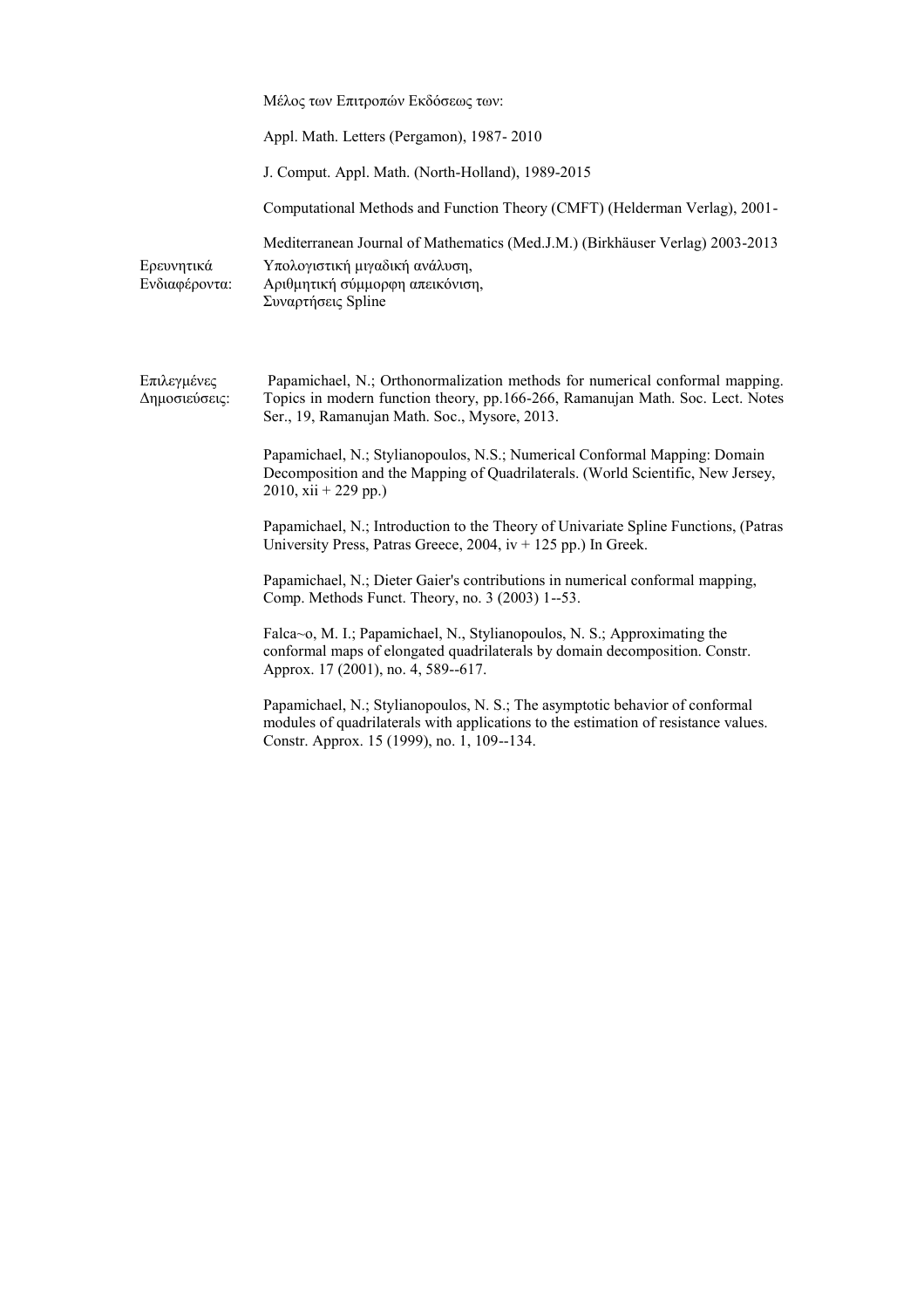Μέλος των Επιτροπών Εκδόσεως των:

Appl. Math. Letters (Pergamon), 1987- 2010

J. Comput. Appl. Math. (North-Holland), 1989-2015

Computational Methods and Function Theory (CMFT) (Helderman Verlag), 2001-

Mediterranean Journal of Mathematics (Med.J.M.) (Birkhäuser Verlag) 2003-2013

**Ερευνητικά Ενδιαφέροντα:**

Υπολογιστική μιγαδική ανάλυση,
Αριθμητική σύμμορφη απεικόνιση,
Συναρτήσεις Spline

**Επιλεγμένες Δημοσιεύσεις:**

Papamichael, N.; Orthonormalization methods for numerical conformal mapping. Topics in modern function theory, pp.166-266, Ramanujan Math. Soc. Lect. Notes Ser., 19, Ramanujan Math. Soc., Mysore, 2013.

Papamichael, N.; Stylianopoulos, N.S.; Numerical Conformal Mapping: Domain Decomposition and the Mapping of Quadrilaterals. (World Scientific, New Jersey, 2010, xii + 229 pp.)

Papamichael, N.; Introduction to the Theory of Univariate Spline Functions, (Patras University Press, Patras Greece, 2004, iv + 125 pp.) In Greek.

Papamichael, N.; Dieter Gaier's contributions in numerical conformal mapping, Comp. Methods Funct. Theory, no. 3 (2003) 1--53.

Falca~o, M. I.; Papamichael, N., Stylianopoulos, N. S.; Approximating the conformal maps of elongated quadrilaterals by domain decomposition. Constr. Approx. 17 (2001), no. 4, 589--617.

Papamichael, N.; Stylianopoulos, N. S.; The asymptotic behavior of conformal modules of quadrilaterals with applications to the estimation of resistance values. Constr. Approx. 15 (1999), no. 1, 109--134.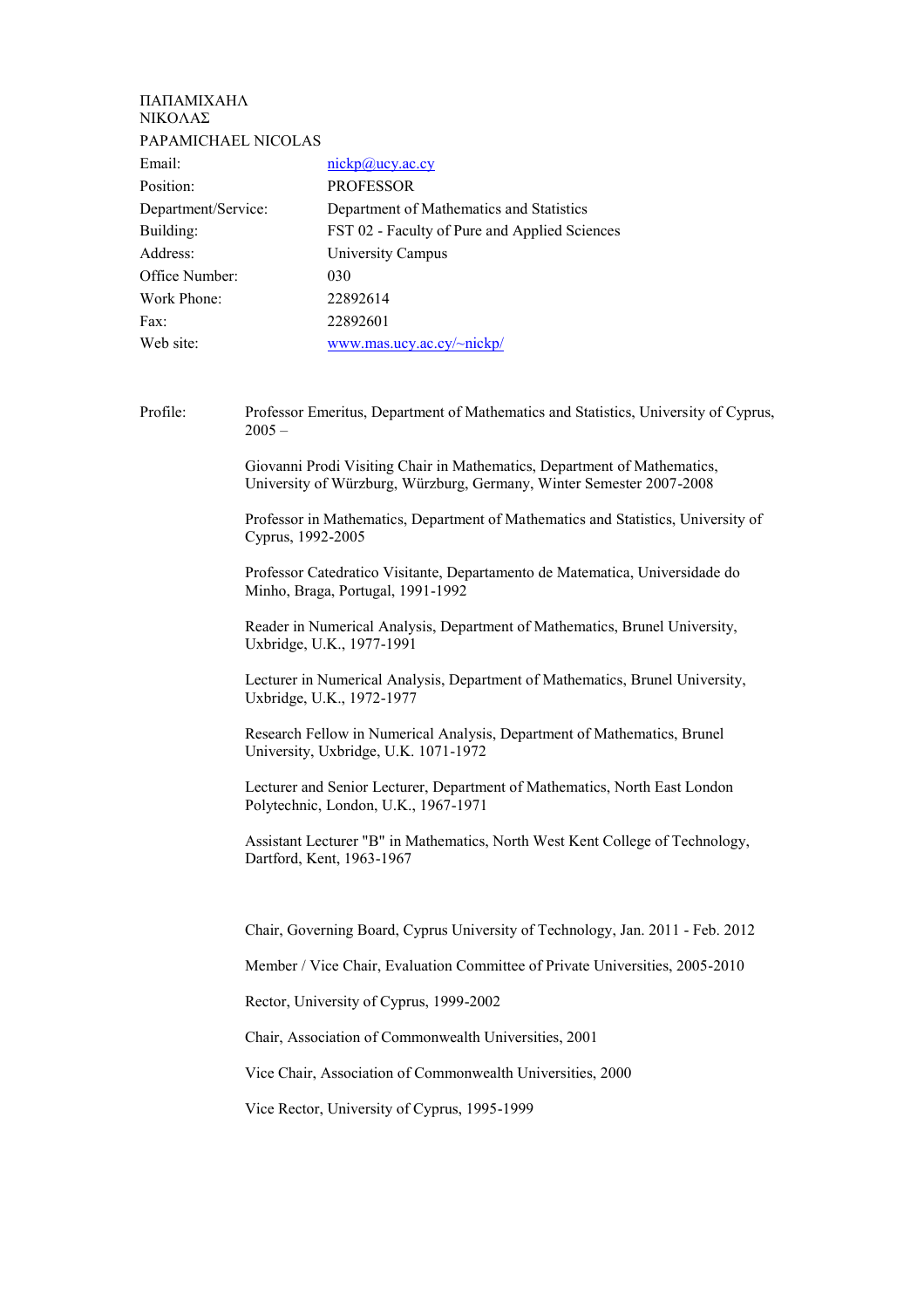ΠΑΠΑΜΙΧΑΗΛ
ΝΙΚΟΛΑΣ

PAPAMICHAEL NICOLAS

| | |
|---|---|
| Email: | nickp@ucy.ac.cy |
| Position: | PROFESSOR |
| Department/Service: | Department of Mathematics and Statistics |
| Building: | FST 02 - Faculty of Pure and Applied Sciences |
| Address: | University Campus |
| Office Number: | 030 |
| Work Phone: | 22892614 |
| Fax: | 22892601 |
| Web site: | www.mas.ucy.ac.cy/~nickp/ |

Profile:

Professor Emeritus, Department of Mathematics and Statistics, University of Cyprus, 2005 –

Giovanni Prodi Visiting Chair in Mathematics, Department of Mathematics, University of Würzburg, Würzburg, Germany, Winter Semester 2007-2008

Professor in Mathematics, Department of Mathematics and Statistics, University of Cyprus, 1992-2005

Professor Catedratico Visitante, Departamento de Matematica, Universidade do Minho, Braga, Portugal, 1991-1992

Reader in Numerical Analysis, Department of Mathematics, Brunel University, Uxbridge, U.K., 1977-1991

Lecturer in Numerical Analysis, Department of Mathematics, Brunel University, Uxbridge, U.K., 1972-1977

Research Fellow in Numerical Analysis, Department of Mathematics, Brunel University, Uxbridge, U.K. 1071-1972

Lecturer and Senior Lecturer, Department of Mathematics, North East London Polytechnic, London, U.K., 1967-1971

Assistant Lecturer "B" in Mathematics, North West Kent College of Technology, Dartford, Kent, 1963-1967

Chair, Governing Board, Cyprus University of Technology, Jan. 2011 - Feb. 2012

Member / Vice Chair, Evaluation Committee of Private Universities, 2005-2010

Rector, University of Cyprus, 1999-2002

Chair, Association of Commonwealth Universities, 2001

Vice Chair, Association of Commonwealth Universities, 2000

Vice Rector, University of Cyprus, 1995-1999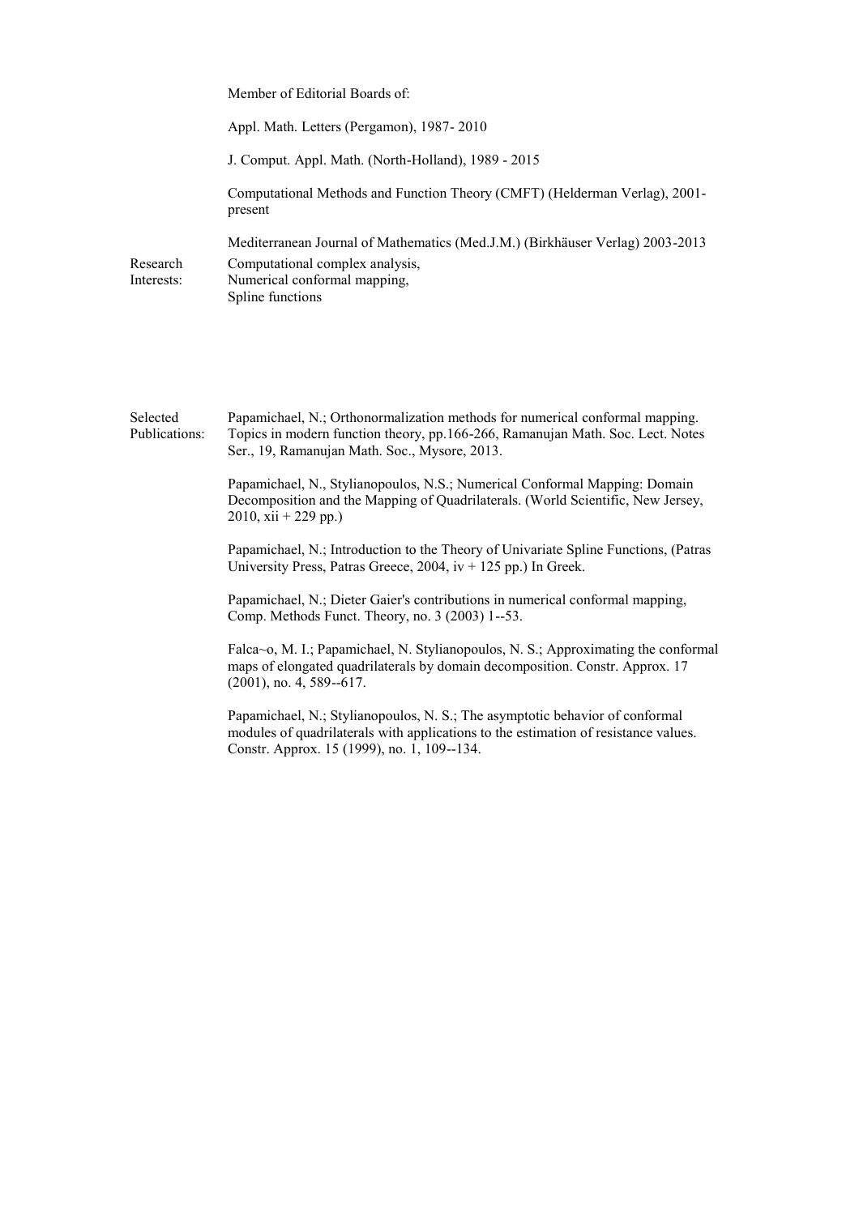Member of Editorial Boards of:

Appl. Math. Letters (Pergamon), 1987- 2010

J. Comput. Appl. Math. (North-Holland), 1989 - 2015

Computational Methods and Function Theory (CMFT) (Helderman Verlag), 2001-present

Mediterranean Journal of Mathematics (Med.J.M.) (Birkhäuser Verlag) 2003-2013

Research Interests: Computational complex analysis,
Numerical conformal mapping,
Spline functions

Selected Publications: Papamichael, N.; Orthonormalization methods for numerical conformal mapping. Topics in modern function theory, pp.166-266, Ramanujan Math. Soc. Lect. Notes Ser., 19, Ramanujan Math. Soc., Mysore, 2013.

Papamichael, N., Stylianopoulos, N.S.; Numerical Conformal Mapping: Domain Decomposition and the Mapping of Quadrilaterals. (World Scientific, New Jersey, 2010, xii + 229 pp.)

Papamichael, N.; Introduction to the Theory of Univariate Spline Functions, (Patras University Press, Patras Greece, 2004, iv + 125 pp.) In Greek.

Papamichael, N.; Dieter Gaier's contributions in numerical conformal mapping, Comp. Methods Funct. Theory, no. 3 (2003) 1--53.

Falca~o, M. I.; Papamichael, N. Stylianopoulos, N. S.; Approximating the conformal maps of elongated quadrilaterals by domain decomposition. Constr. Approx. 17 (2001), no. 4, 589--617.

Papamichael, N.; Stylianopoulos, N. S.; The asymptotic behavior of conformal modules of quadrilaterals with applications to the estimation of resistance values. Constr. Approx. 15 (1999), no. 1, 109--134.